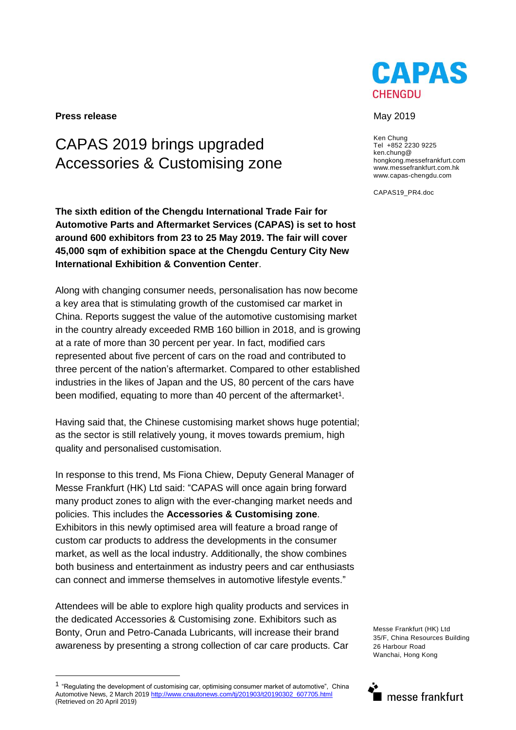**Press release**

# CAPAS 2019 brings upgraded Accessories & Customising zone

May 2019

Ken Chung
Tel +852 2230 9225
ken.chung@hongkong.messefrankfurt.com
www.messefrankfurt.com.hk
www.capas-chengdu.com

CAPAS19_PR4.doc

**The sixth edition of the Chengdu International Trade Fair for Automotive Parts and Aftermarket Services (CAPAS) is set to host around 600 exhibitors from 23 to 25 May 2019. The fair will cover 45,000 sqm of exhibition space at the Chengdu Century City New International Exhibition & Convention Center**.

Along with changing consumer needs, personalisation has now become a key area that is stimulating growth of the customised car market in China. Reports suggest the value of the automotive customising market in the country already exceeded RMB 160 billion in 2018, and is growing at a rate of more than 30 percent per year. In fact, modified cars represented about five percent of cars on the road and contributed to three percent of the nation's aftermarket. Compared to other established industries in the likes of Japan and the US, 80 percent of the cars have been modified, equating to more than 40 percent of the aftermarket[1].

Having said that, the Chinese customising market shows huge potential; as the sector is still relatively young, it moves towards premium, high quality and personalised customisation.

In response to this trend, Ms Fiona Chiew, Deputy General Manager of Messe Frankfurt (HK) Ltd said: "CAPAS will once again bring forward many product zones to align with the ever-changing market needs and policies. This includes the **Accessories & Customising zone**. Exhibitors in this newly optimised area will feature a broad range of custom car products to address the developments in the consumer market, as well as the local industry. Additionally, the show combines both business and entertainment as industry peers and car enthusiasts can connect and immerse themselves in automotive lifestyle events."

Attendees will be able to explore high quality products and services in the dedicated Accessories & Customising zone. Exhibitors such as Bonty, Orun and Petro-Canada Lubricants, will increase their brand awareness by presenting a strong collection of car care products. Car

Messe Frankfurt (HK) Ltd
35/F, China Resources Building
26 Harbour Road
Wanchai, Hong Kong

[1] "Regulating the development of customising car, optimising consumer market of automotive", China Automotive News, 2 March 2019 http://www.cnautonews.com/tj/201903/t20190302_607705.html (Retrieved on 20 April 2019)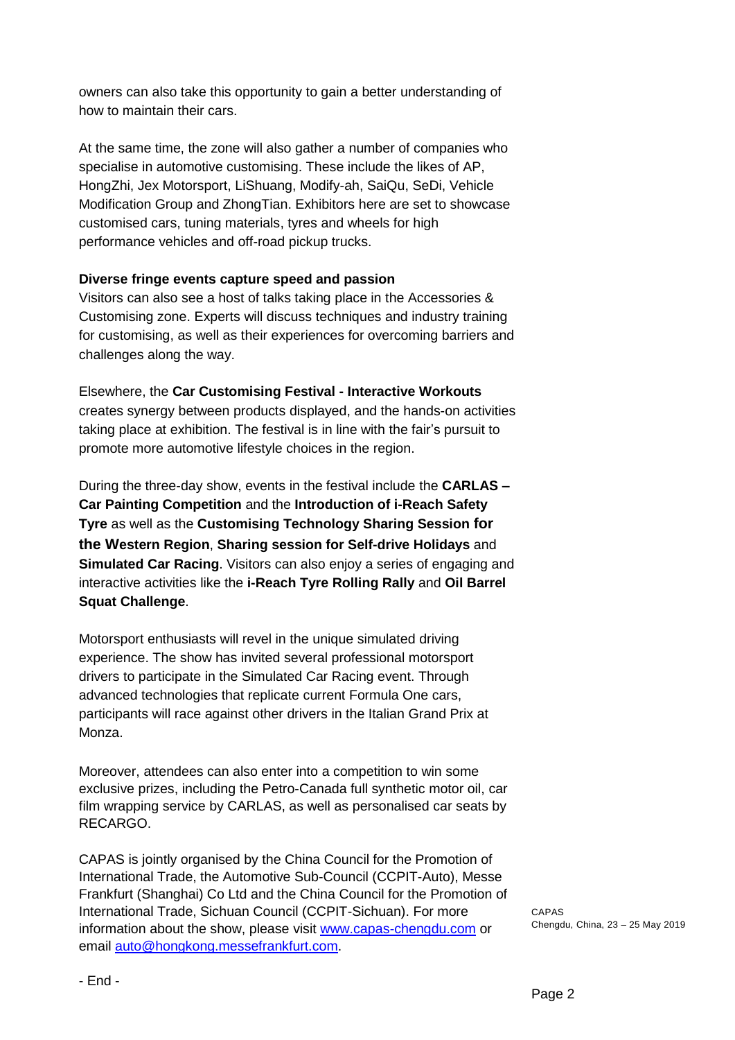owners can also take this opportunity to gain a better understanding of how to maintain their cars.

At the same time, the zone will also gather a number of companies who specialise in automotive customising. These include the likes of AP, HongZhi, Jex Motorsport, LiShuang, Modify-ah, SaiQu, SeDi, Vehicle Modification Group and ZhongTian. Exhibitors here are set to showcase customised cars, tuning materials, tyres and wheels for high performance vehicles and off-road pickup trucks.

**Diverse fringe events capture speed and passion**

Visitors can also see a host of talks taking place in the Accessories & Customising zone. Experts will discuss techniques and industry training for customising, as well as their experiences for overcoming barriers and challenges along the way.

Elsewhere, the **Car Customising Festival - Interactive Workouts** creates synergy between products displayed, and the hands-on activities taking place at exhibition. The festival is in line with the fair's pursuit to promote more automotive lifestyle choices in the region.

During the three-day show, events in the festival include the **CARLAS – Car Painting Competition** and the **Introduction of i-Reach Safety Tyre** as well as the **Customising Technology Sharing Session for the Western Region**, **Sharing session for Self-drive Holidays** and **Simulated Car Racing**. Visitors can also enjoy a series of engaging and interactive activities like the **i-Reach Tyre Rolling Rally** and **Oil Barrel Squat Challenge**.

Motorsport enthusiasts will revel in the unique simulated driving experience. The show has invited several professional motorsport drivers to participate in the Simulated Car Racing event. Through advanced technologies that replicate current Formula One cars, participants will race against other drivers in the Italian Grand Prix at Monza.

Moreover, attendees can also enter into a competition to win some exclusive prizes, including the Petro-Canada full synthetic motor oil, car film wrapping service by CARLAS, as well as personalised car seats by RECARGO.

CAPAS is jointly organised by the China Council for the Promotion of International Trade, the Automotive Sub-Council (CCPIT-Auto), Messe Frankfurt (Shanghai) Co Ltd and the China Council for the Promotion of International Trade, Sichuan Council (CCPIT-Sichuan). For more information about the show, please visit [www.capas-chengdu.com](http://www.capas-chengdu.com) or email [auto@hongkong.messefrankfurt.com](mailto:auto@hongkong.messefrankfurt.com).

- End -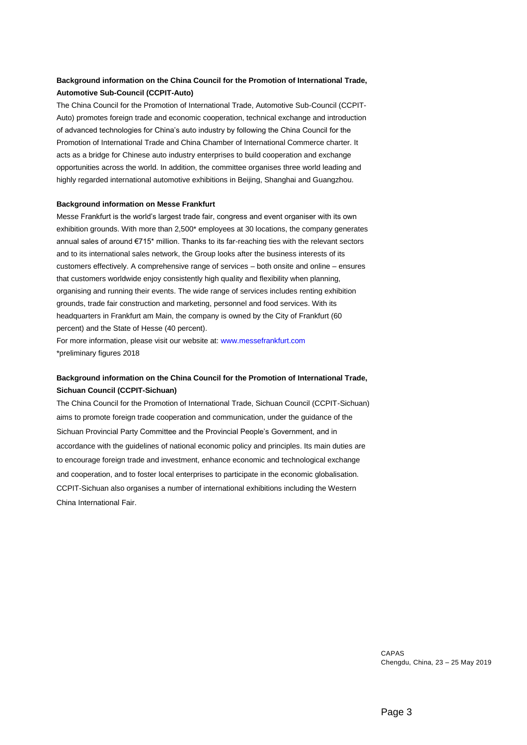**Background information on the China Council for the Promotion of International Trade, Automotive Sub-Council (CCPIT-Auto)**

The China Council for the Promotion of International Trade, Automotive Sub-Council (CCPIT-Auto) promotes foreign trade and economic cooperation, technical exchange and introduction of advanced technologies for China's auto industry by following the China Council for the Promotion of International Trade and China Chamber of International Commerce charter. It acts as a bridge for Chinese auto industry enterprises to build cooperation and exchange opportunities across the world. In addition, the committee organises three world leading and highly regarded international automotive exhibitions in Beijing, Shanghai and Guangzhou.

**Background information on Messe Frankfurt**

Messe Frankfurt is the world's largest trade fair, congress and event organiser with its own exhibition grounds. With more than 2,500* employees at 30 locations, the company generates annual sales of around €715* million. Thanks to its far-reaching ties with the relevant sectors and to its international sales network, the Group looks after the business interests of its customers effectively. A comprehensive range of services – both onsite and online – ensures that customers worldwide enjoy consistently high quality and flexibility when planning, organising and running their events. The wide range of services includes renting exhibition grounds, trade fair construction and marketing, personnel and food services. With its headquarters in Frankfurt am Main, the company is owned by the City of Frankfurt (60 percent) and the State of Hesse (40 percent).

For more information, please visit our website at: www.messefrankfurt.com

*preliminary figures 2018

**Background information on the China Council for the Promotion of International Trade, Sichuan Council (CCPIT-Sichuan)**

The China Council for the Promotion of International Trade, Sichuan Council (CCPIT-Sichuan) aims to promote foreign trade cooperation and communication, under the guidance of the Sichuan Provincial Party Committee and the Provincial People's Government, and in accordance with the guidelines of national economic policy and principles. Its main duties are to encourage foreign trade and investment, enhance economic and technological exchange and cooperation, and to foster local enterprises to participate in the economic globalisation. CCPIT-Sichuan also organises a number of international exhibitions including the Western China International Fair.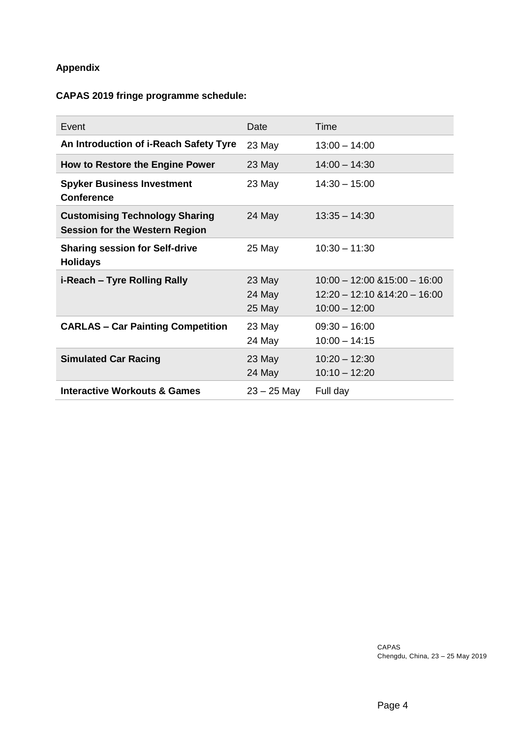**Appendix**

**CAPAS 2019 fringe programme schedule:**

| Event | Date | Time |
|---|---|---|
| **An Introduction of i-Reach Safety Tyre** | 23 May | 13:00 – 14:00 |
| **How to Restore the Engine Power** | 23 May | 14:00 – 14:30 |
| **Spyker Business Investment Conference** | 23 May | 14:30 – 15:00 |
| **Customising Technology Sharing Session for the Western Region** | 24 May | 13:35 – 14:30 |
| **Sharing session for Self-drive Holidays** | 25 May | 10:30 – 11:30 |
| **i-Reach – Tyre Rolling Rally** | 23 May<br>24 May<br>25 May | 10:00 – 12:00 &15:00 – 16:00<br>12:20 – 12:10 &14:20 – 16:00<br>10:00 – 12:00 |
| **CARLAS – Car Painting Competition** | 23 May<br>24 May | 09:30 – 16:00<br>10:00 – 14:15 |
| **Simulated Car Racing** | 23 May<br>24 May | 10:20 – 12:30<br>10:10 – 12:20 |
| **Interactive Workouts & Games** | 23 – 25 May | Full day |